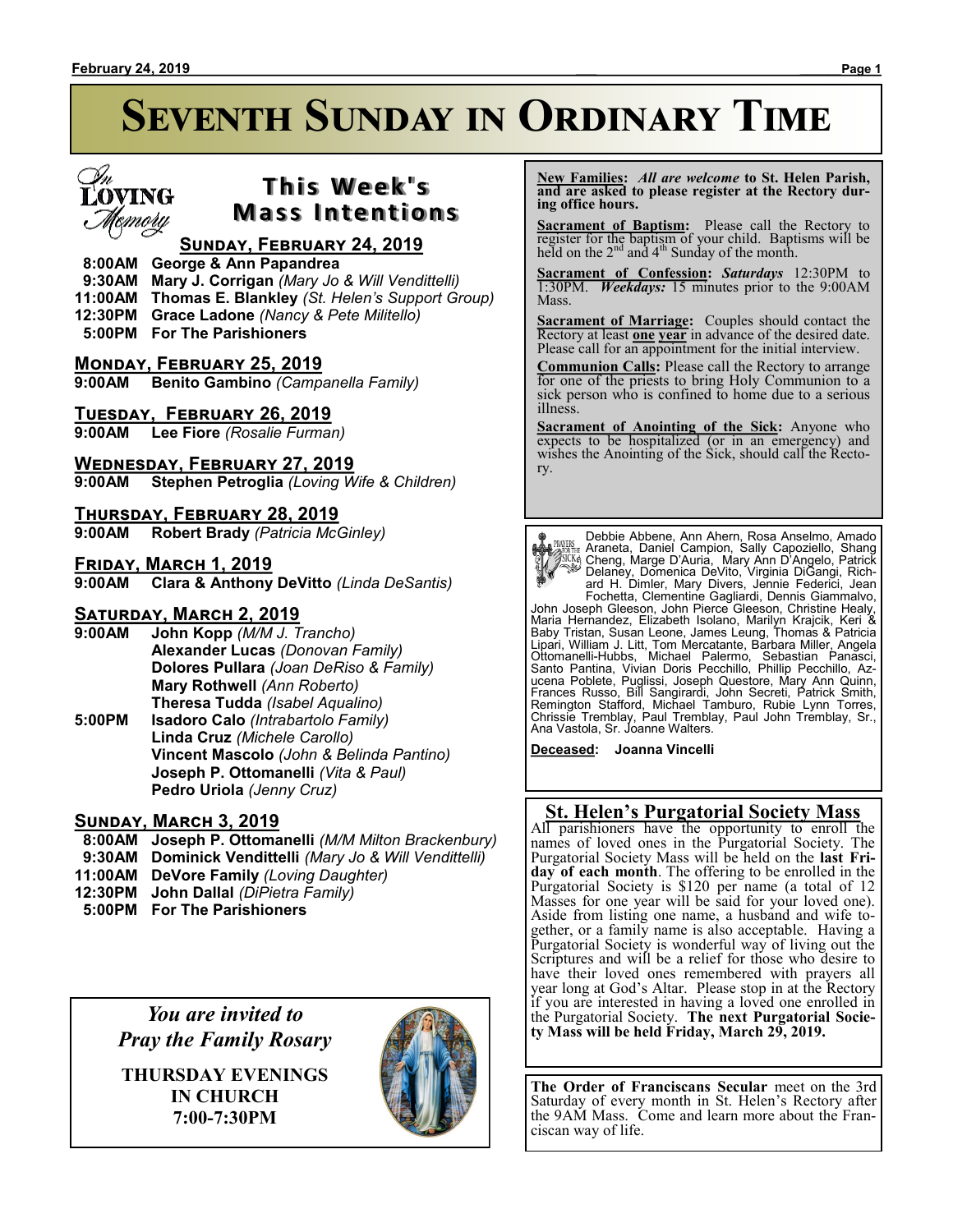# Seventh Sunday in Ordinary Time

In Loving Memory

## This Week's Mass Intentions

### Sunday, February 24, 2019

8:00AM **George & Ann Papandrea**
9:30AM **Mary J. Corrigan** *(Mary Jo & Will Vendittelli)*
11:00AM **Thomas E. Blankley** *(St. Helen's Support Group)*
12:30PM **Grace Ladone** *(Nancy & Pete Militello)*
5:00PM **For The Parishioners**

### Monday, February 25, 2019

9:00AM **Benito Gambino** *(Campanella Family)*

### Tuesday, February 26, 2019

9:00AM **Lee Fiore** *(Rosalie Furman)*

### Wednesday, February 27, 2019

9:00AM **Stephen Petroglia** *(Loving Wife & Children)*

### Thursday, February 28, 2019

9:00AM **Robert Brady** *(Patricia McGinley)*

### Friday, March 1, 2019

9:00AM **Clara & Anthony DeVitto** *(Linda DeSantis)*

### Saturday, March 2, 2019

9:00AM **John Kopp** *(M/M J. Trancho)*
**Alexander Lucas** *(Donovan Family)*
**Dolores Pullara** *(Joan DeRiso & Family)*
**Mary Rothwell** *(Ann Roberto)*
**Theresa Tudda** *(Isabel Aqualino)*

5:00PM **Isadoro Calo** *(Intrabartolo Family)*
**Linda Cruz** *(Michele Carollo)*
**Vincent Mascolo** *(John & Belinda Pantino)*
**Joseph P. Ottomanelli** *(Vita & Paul)*
**Pedro Uriola** *(Jenny Cruz)*

### Sunday, March 3, 2019

8:00AM **Joseph P. Ottomanelli** *(M/M Milton Brackenbury)*
9:30AM **Dominick Vendittelli** *(Mary Jo & Will Vendittelli)*
11:00AM **DeVore Family** *(Loving Daughter)*
12:30PM **John Dallal** *(DiPietra Family)*
5:00PM **For The Parishioners**

*You are invited to Pray the Family Rosary*

**THURSDAY EVENINGS IN CHURCH 7:00-7:30PM**

**New Families:** *All are welcome* **to St. Helen Parish, and are asked to please register at the Rectory during office hours.**

**Sacrament of Baptism:** Please call the Rectory to register for the baptism of your child. Baptisms will be held on the 2nd and 4th Sunday of the month.

**Sacrament of Confession:** *Saturdays* 12:30PM to 1:30PM. *Weekdays:* 15 minutes prior to the 9:00AM Mass.

**Sacrament of Marriage:** Couples should contact the Rectory at least **one year** in advance of the desired date. Please call for an appointment for the initial interview.

**Communion Calls:** Please call the Rectory to arrange for one of the priests to bring Holy Communion to a sick person who is confined to home due to a serious illness.

**Sacrament of Anointing of the Sick:** Anyone who expects to be hospitalized (or in an emergency) and wishes the Anointing of the Sick, should call the Rectory.

Prayers for the Sick

Debbie Abbene, Ann Ahern, Rosa Anselmo, Amado Araneta, Daniel Campion, Sally Capoziello, Shang Cheng, Marge D'Auria, Mary Ann D'Angelo, Patrick Delaney, Domenica DeVito, Virginia DiGangi, Richard H. Dimler, Mary Divers, Jennie Federici, Jean Fochetta, Clementine Gagliardi, Dennis Giammalvo, John Joseph Gleeson, John Pierce Gleeson, Christine Healy, Maria Hernandez, Elizabeth Isolano, Marilyn Krajcik, Keri & Baby Tristan, Susan Leone, James Leung, Thomas & Patricia Lipari, William J. Litt, Tom Mercatante, Barbara Miller, Angela Ottomanelli-Hubbs, Michael Palermo, Sebastian Panasci, Santo Pantina, Vivian Doris Pecchillo, Phillip Pecchillo, Azucena Poblete, Puglissi, Joseph Questore, Mary Ann Quinn, Frances Russo, Bill Sangirardi, John Secreti, Patrick Smith, Remington Stafford, Michael Tamburo, Rubie Lynn Torres, Chrissie Tremblay, Paul Tremblay, Paul John Tremblay, Sr., Ana Vastola, Sr. Joanne Walters.

**Deceased:** **Joanna Vincelli**

## St. Helen's Purgatorial Society Mass

All parishioners have the opportunity to enroll the names of loved ones in the Purgatorial Society. The Purgatorial Society Mass will be held on the **last Friday of each month**. The offering to be enrolled in the Purgatorial Society is $120 per name (a total of 12 Masses for one year will be said for your loved one). Aside from listing one name, a husband and wife together, or a family name is also acceptable. Having a Purgatorial Society is wonderful way of living out the Scriptures and will be a relief for those who desire to have their loved ones remembered with prayers all year long at God's Altar. Please stop in at the Rectory if you are interested in having a loved one enrolled in the Purgatorial Society. **The next Purgatorial Society Mass will be held Friday, March 29, 2019.**

**The Order of Franciscans Secular** meet on the 3rd Saturday of every month in St. Helen's Rectory after the 9AM Mass. Come and learn more about the Franciscan way of life.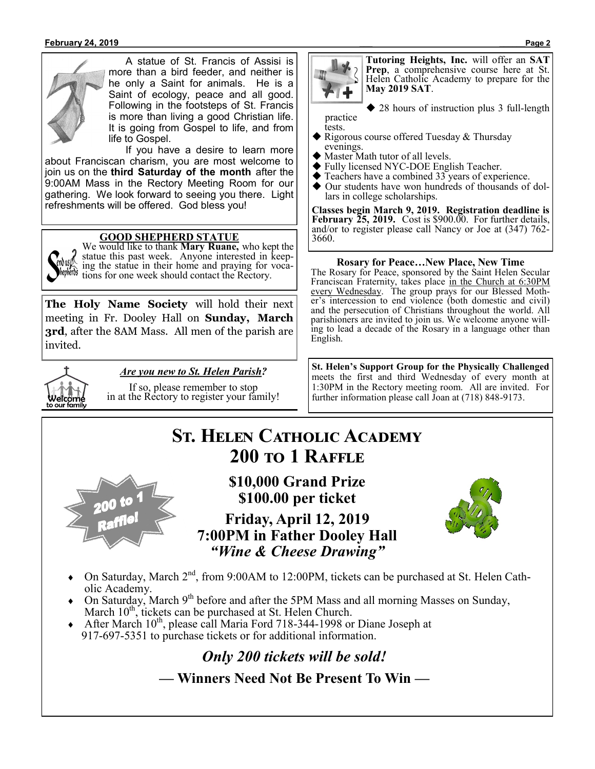A statue of St. Francis of Assisi is more than a bird feeder, and neither is he only a Saint for animals. He is a Saint of ecology, peace and all good. Following in the footsteps of St. Francis is more than living a good Christian life. It is going from Gospel to life, and from life to Gospel.

If you have a desire to learn more about Franciscan charism, you are most welcome to join us on the **third Saturday of the month** after the 9:00AM Mass in the Rectory Meeting Room for our gathering. We look forward to seeing you there. Light refreshments will be offered. God bless you!

## GOOD SHEPHERD STATUE

We would like to thank **Mary Ruane,** who kept the statue this past week. Anyone interested in keeping the statue in their home and praying for vocations for one week should contact the Rectory.

**The Holy Name Society** will hold their next meeting in Fr. Dooley Hall on **Sunday, March 3rd**, after the 8AM Mass. All men of the parish are invited.

***Are you new to St. Helen Parish?***

If so, please remember to stop in at the Rectory to register your family!

**Tutoring Heights, Inc.** will offer an **SAT Prep**, a comprehensive course here at St. Helen Catholic Academy to prepare for the **May 2019 SAT**.

- 28 hours of instruction plus 3 full-length practice tests.
- Rigorous course offered Tuesday & Thursday evenings.
- Master Math tutor of all levels.
- Fully licensed NYC-DOE English Teacher.
- Teachers have a combined 33 years of experience.
- Our students have won hundreds of thousands of dollars in college scholarships.

**Classes begin March 9, 2019. Registration deadline is February 25, 2019.** Cost is $900.00. For further details, and/or to register please call Nancy or Joe at (347) 762-3660.

## Rosary for Peace…New Place, New Time

The Rosary for Peace, sponsored by the Saint Helen Secular Franciscan Fraternity, takes place in the Church at 6:30PM every Wednesday. The group prays for our Blessed Mother's intercession to end violence (both domestic and civil) and the persecution of Christians throughout the world. All parishioners are invited to join us. We welcome anyone willing to lead a decade of the Rosary in a language other than English.

**St. Helen's Support Group for the Physically Challenged** meets the first and third Wednesday of every month at 1:30PM in the Rectory meeting room. All are invited. For further information please call Joan at (718) 848-9173.

# St. Helen Catholic Academy 200 to 1 Raffle

200 to 1 Raffle!

**$10,000 Grand Prize**
**$100.00 per ticket**

**Friday, April 12, 2019**
**7:00PM in Father Dooley Hall**
***"Wine & Cheese Drawing"***

- On Saturday, March 2nd, from 9:00AM to 12:00PM, tickets can be purchased at St. Helen Catholic Academy.
- On Saturday, March 9th before and after the 5PM Mass and all morning Masses on Sunday, March 10th, tickets can be purchased at St. Helen Church.
- After March 10th, please call Maria Ford 718-344-1998 or Diane Joseph at 917-697-5351 to purchase tickets or for additional information.

***Only 200 tickets will be sold!***

**— Winners Need Not Be Present To Win —**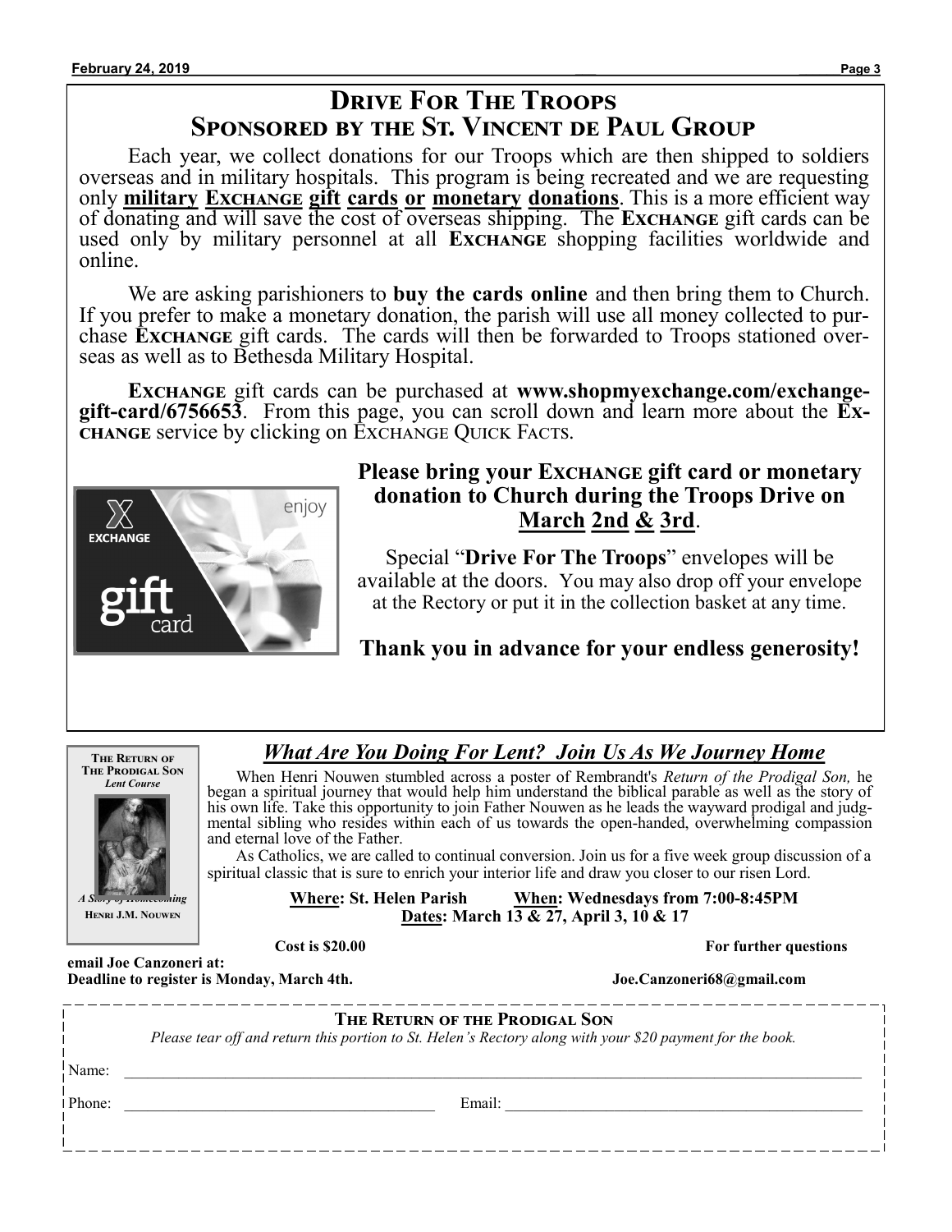# Drive For The Troops
## Sponsored by the St. Vincent de Paul Group

Each year, we collect donations for our Troops which are then shipped to soldiers overseas and in military hospitals. This program is being recreated and we are requesting only **military Exchange gift cards or monetary donations**. This is a more efficient way of donating and will save the cost of overseas shipping. The **Exchange** gift cards can be used only by military personnel at all **Exchange** shopping facilities worldwide and online.

We are asking parishioners to **buy the cards online** and then bring them to Church. If you prefer to make a monetary donation, the parish will use all money collected to purchase **Exchange** gift cards. The cards will then be forwarded to Troops stationed overseas as well as to Bethesda Military Hospital.

**Exchange** gift cards can be purchased at **www.shopmyexchange.com/exchange-gift-card/6756653**. From this page, you can scroll down and learn more about the **Exchange** service by clicking on Exchange Quick Facts.

**Please bring your Exchange gift card or monetary donation to Church during the Troops Drive on March 2nd & 3rd.**

Special "**Drive For The Troops**" envelopes will be available at the doors. You may also drop off your envelope at the Rectory or put it in the collection basket at any time.

**Thank you in advance for your endless generosity!**

---

The Return of The Prodigal Son
*Lent Course*
*A Story of Homecoming*
Henri J.M. Nouwen

## *What Are You Doing For Lent? Join Us As We Journey Home*

When Henri Nouwen stumbled across a poster of Rembrandt's *Return of the Prodigal Son,* he began a spiritual journey that would help him understand the biblical parable as well as the story of his own life. Take this opportunity to join Father Nouwen as he leads the wayward prodigal and judgmental sibling who resides within each of us towards the open-handed, overwhelming compassion and eternal love of the Father.

As Catholics, we are called to continual conversion. Join us for a five week group discussion of a spiritual classic that is sure to enrich your interior life and draw you closer to our risen Lord.

**Where: St. Helen Parish** **When: Wednesdays from 7:00-8:45PM**
**Dates: March 13 & 27, April 3, 10 & 17**

**Cost is $20.00**
**Deadline to register is Monday, March 4th.**

**For further questions email Joe Canzoneri at: Joe.Canzoneri68@gmail.com**

---

**The Return of the Prodigal Son**
*Please tear off and return this portion to St. Helen's Rectory along with your $20 payment for the book.*

Name: ______________________________

Phone: ______________________________ Email: ______________________________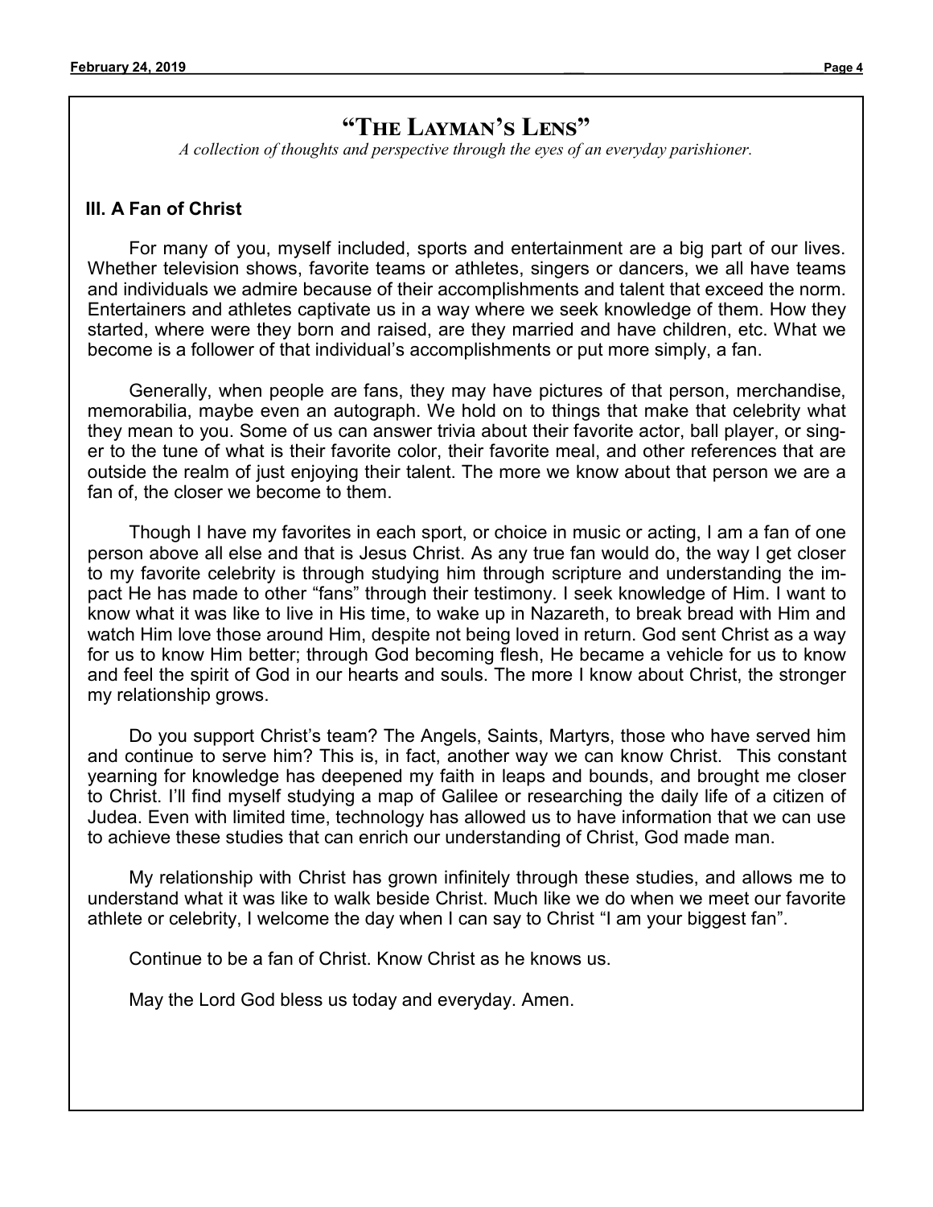# "The Layman's Lens"

*A collection of thoughts and perspective through the eyes of an everyday parishioner.*

## III. A Fan of Christ

For many of you, myself included, sports and entertainment are a big part of our lives. Whether television shows, favorite teams or athletes, singers or dancers, we all have teams and individuals we admire because of their accomplishments and talent that exceed the norm. Entertainers and athletes captivate us in a way where we seek knowledge of them. How they started, where were they born and raised, are they married and have children, etc. What we become is a follower of that individual's accomplishments or put more simply, a fan.

Generally, when people are fans, they may have pictures of that person, merchandise, memorabilia, maybe even an autograph. We hold on to things that make that celebrity what they mean to you. Some of us can answer trivia about their favorite actor, ball player, or singer to the tune of what is their favorite color, their favorite meal, and other references that are outside the realm of just enjoying their talent. The more we know about that person we are a fan of, the closer we become to them.

Though I have my favorites in each sport, or choice in music or acting, I am a fan of one person above all else and that is Jesus Christ. As any true fan would do, the way I get closer to my favorite celebrity is through studying him through scripture and understanding the impact He has made to other "fans" through their testimony. I seek knowledge of Him. I want to know what it was like to live in His time, to wake up in Nazareth, to break bread with Him and watch Him love those around Him, despite not being loved in return. God sent Christ as a way for us to know Him better; through God becoming flesh, He became a vehicle for us to know and feel the spirit of God in our hearts and souls. The more I know about Christ, the stronger my relationship grows.

Do you support Christ's team? The Angels, Saints, Martyrs, those who have served him and continue to serve him? This is, in fact, another way we can know Christ. This constant yearning for knowledge has deepened my faith in leaps and bounds, and brought me closer to Christ. I'll find myself studying a map of Galilee or researching the daily life of a citizen of Judea. Even with limited time, technology has allowed us to have information that we can use to achieve these studies that can enrich our understanding of Christ, God made man.

My relationship with Christ has grown infinitely through these studies, and allows me to understand what it was like to walk beside Christ. Much like we do when we meet our favorite athlete or celebrity, I welcome the day when I can say to Christ "I am your biggest fan".

Continue to be a fan of Christ. Know Christ as he knows us.

May the Lord God bless us today and everyday. Amen.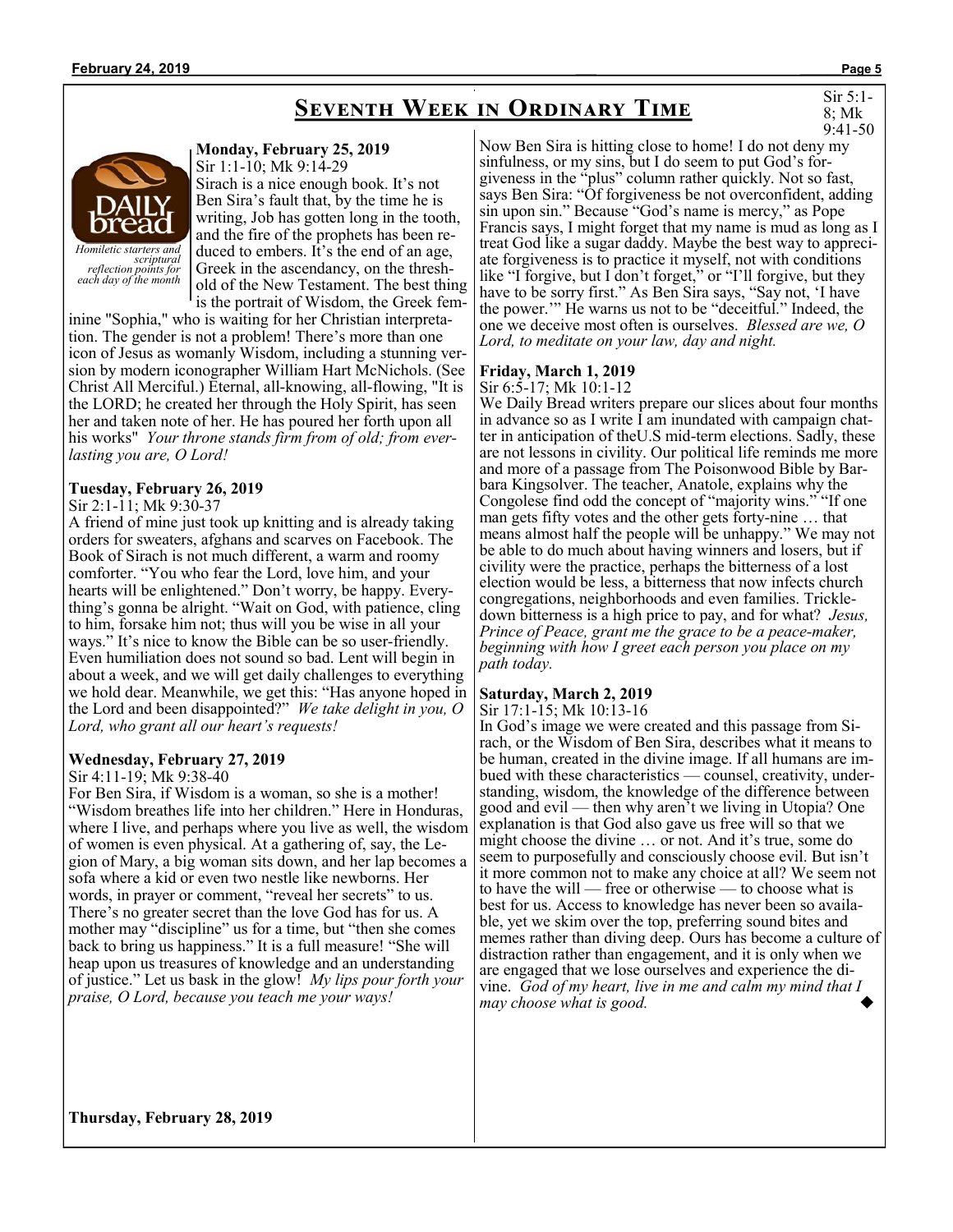# Seventh Week in Ordinary Time

Homiletic starters and scriptural reflection points for each day of the month

**Monday, February 25, 2019**
Sir 1:1-10; Mk 9:14-29
Sirach is a nice enough book. It's not Ben Sira's fault that, by the time he is writing, Job has gotten long in the tooth, and the fire of the prophets has been reduced to embers. It's the end of an age, Greek in the ascendancy, on the threshold of the New Testament. The best thing is the portrait of Wisdom, the Greek feminine "Sophia," who is waiting for her Christian interpretation. The gender is not a problem! There's more than one icon of Jesus as womanly Wisdom, including a stunning version by modern iconographer William Hart McNichols. (See Christ All Merciful.) Eternal, all-knowing, all-flowing, "It is the LORD; he created her through the Holy Spirit, has seen her and taken note of her. He has poured her forth upon all his works" *Your throne stands firm from of old; from everlasting you are, O Lord!*

**Tuesday, February 26, 2019**
Sir 2:1-11; Mk 9:30-37
A friend of mine just took up knitting and is already taking orders for sweaters, afghans and scarves on Facebook. The Book of Sirach is not much different, a warm and roomy comforter. "You who fear the Lord, love him, and your hearts will be enlightened." Don't worry, be happy. Everything's gonna be alright. "Wait on God, with patience, cling to him, forsake him not; thus will you be wise in all your ways." It's nice to know the Bible can be so user-friendly. Even humiliation does not sound so bad. Lent will begin in about a week, and we will get daily challenges to everything we hold dear. Meanwhile, we get this: "Has anyone hoped in the Lord and been disappointed?" *We take delight in you, O Lord, who grant all our heart's requests!*

**Wednesday, February 27, 2019**
Sir 4:11-19; Mk 9:38-40
For Ben Sira, if Wisdom is a woman, so she is a mother! "Wisdom breathes life into her children." Here in Honduras, where I live, and perhaps where you live as well, the wisdom of women is even physical. At a gathering of, say, the Legion of Mary, a big woman sits down, and her lap becomes a sofa where a kid or even two nestle like newborns. Her words, in prayer or comment, "reveal her secrets" to us. There's no greater secret than the love God has for us. A mother may "discipline" us for a time, but "then she comes back to bring us happiness." It is a full measure! "She will heap upon us treasures of knowledge and an understanding of justice." Let us bask in the glow! *My lips pour forth your praise, O Lord, because you teach me your ways!*

**Thursday, February 28, 2019**
Sir 5:1-8; Mk 9:41-50
Now Ben Sira is hitting close to home! I do not deny my sinfulness, or my sins, but I do seem to put God's forgiveness in the "plus" column rather quickly. Not so fast, says Ben Sira: "Of forgiveness be not overconfident, adding sin upon sin." Because "God's name is mercy," as Pope Francis says, I might forget that my name is mud as long as I treat God like a sugar daddy. Maybe the best way to appreciate forgiveness is to practice it myself, not with conditions like "I forgive, but I don't forget," or "I'll forgive, but they have to be sorry first." As Ben Sira says, "Say not, 'I have the power.'" He warns us not to be "deceitful." Indeed, the one we deceive most often is ourselves. *Blessed are we, O Lord, to meditate on your law, day and night.*

**Friday, March 1, 2019**
Sir 6:5-17; Mk 10:1-12
We Daily Bread writers prepare our slices about four months in advance so as I write I am inundated with campaign chatter in anticipation of theU.S mid-term elections. Sadly, these are not lessons in civility. Our political life reminds me more and more of a passage from The Poisonwood Bible by Barbara Kingsolver. The teacher, Anatole, explains why the Congolese find odd the concept of "majority wins." "If one man gets fifty votes and the other gets forty-nine … that means almost half the people will be unhappy." We may not be able to do much about having winners and losers, but if civility were the practice, perhaps the bitterness of a lost election would be less, a bitterness that now infects church congregations, neighborhoods and even families. Trickle-down bitterness is a high price to pay, and for what? *Jesus, Prince of Peace, grant me the grace to be a peace-maker, beginning with how I greet each person you place on my path today.*

**Saturday, March 2, 2019**
Sir 17:1-15; Mk 10:13-16
In God's image we were created and this passage from Sirach, or the Wisdom of Ben Sira, describes what it means to be human, created in the divine image. If all humans are imbued with these characteristics — counsel, creativity, understanding, wisdom, the knowledge of the difference between good and evil — then why aren't we living in Utopia? One explanation is that God also gave us free will so that we might choose the divine … or not. And it's true, some do seem to purposefully and consciously choose evil. But isn't it more common not to make any choice at all? We seem not to have the will — free or otherwise — to choose what is best for us. Access to knowledge has never been so available, yet we skim over the top, preferring sound bites and memes rather than diving deep. Ours has become a culture of distraction rather than engagement, and it is only when we are engaged that we lose ourselves and experience the divine. *God of my heart, live in me and calm my mind that I may choose what is good.* ◆